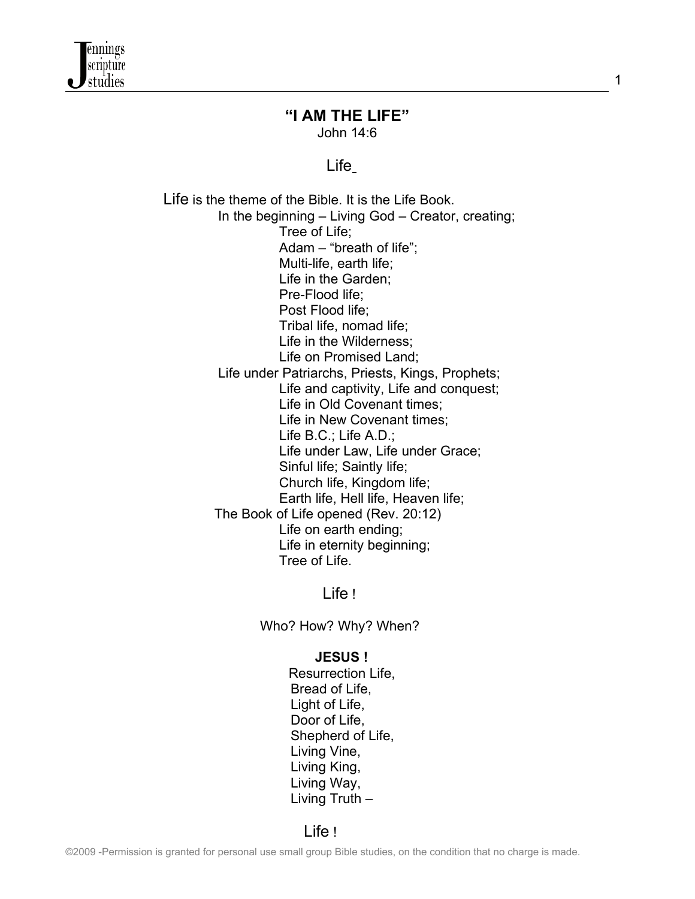# "I AM THE LIFE"

John 14:6

## Life

Life is the theme of the Bible. It is the Life Book.

In the beginning – Living God – Creator, creating;

Tree of Life;
Adam – "breath of life";
Multi-life, earth life;
Life in the Garden;
Pre-Flood life;
Post Flood life;
Tribal life, nomad life;
Life in the Wilderness;
Life on Promised Land;

Life under Patriarchs, Priests, Kings, Prophets;

Life and captivity, Life and conquest;
Life in Old Covenant times;
Life in New Covenant times;
Life B.C.; Life A.D.;
Life under Law, Life under Grace;
Sinful life; Saintly life;
Church life, Kingdom life;
Earth life, Hell life, Heaven life;

The Book of Life opened (Rev. 20:12)

Life on earth ending;
Life in eternity beginning;
Tree of Life.

Life !

Who? How? Why? When?

**JESUS !**

Resurrection Life,
Bread of Life,
Light of Life,
Door of Life,
Shepherd of Life,
Living Vine,
Living King,
Living Way,
Living Truth –

Life !

©2009 -Permission is granted for personal use small group Bible studies, on the condition that no charge is made.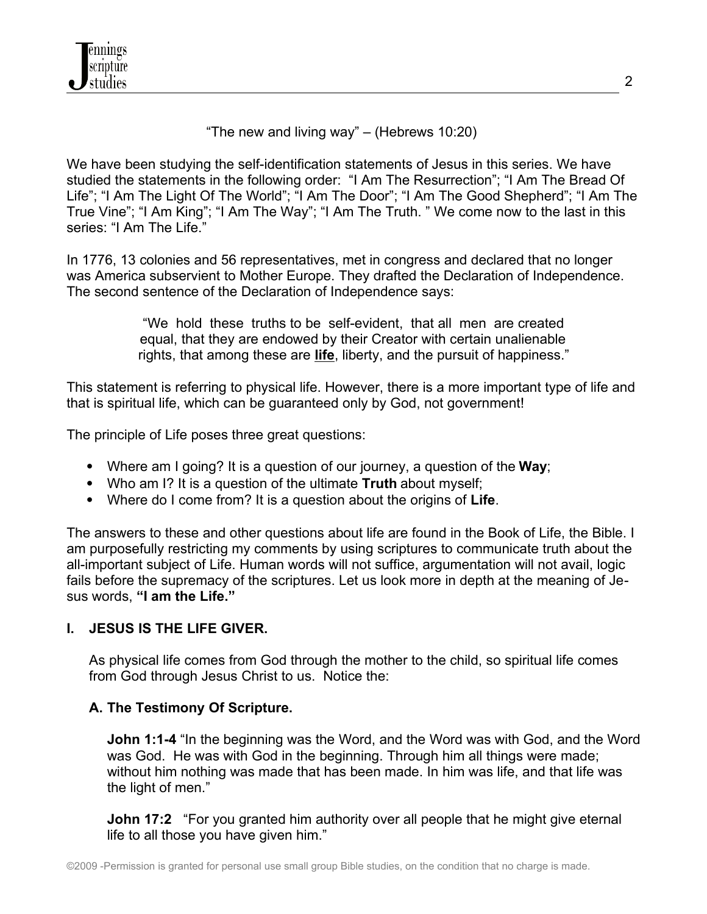"The new and living way" – (Hebrews 10:20)

We have been studying the self-identification statements of Jesus in this series. We have studied the statements in the following order: "I Am The Resurrection"; "I Am The Bread Of Life"; "I Am The Light Of The World"; "I Am The Door"; "I Am The Good Shepherd"; "I Am The True Vine"; "I Am King"; "I Am The Way"; "I Am The Truth. " We come now to the last in this series: "I Am The Life."

In 1776, 13 colonies and 56 representatives, met in congress and declared that no longer was America subservient to Mother Europe. They drafted the Declaration of Independence. The second sentence of the Declaration of Independence says:

> "We hold these truths to be self-evident, that all men are created equal, that they are endowed by their Creator with certain unalienable rights, that among these are **life**, liberty, and the pursuit of happiness."

This statement is referring to physical life. However, there is a more important type of life and that is spiritual life, which can be guaranteed only by God, not government!

The principle of Life poses three great questions:

- Where am I going? It is a question of our journey, a question of the **Way**;
- Who am I? It is a question of the ultimate **Truth** about myself;
- Where do I come from? It is a question about the origins of **Life**.

The answers to these and other questions about life are found in the Book of Life, the Bible. I am purposefully restricting my comments by using scriptures to communicate truth about the all-important subject of Life. Human words will not suffice, argumentation will not avail, logic fails before the supremacy of the scriptures. Let us look more in depth at the meaning of Jesus words, **"I am the Life."**

## I. JESUS IS THE LIFE GIVER.

As physical life comes from God through the mother to the child, so spiritual life comes from God through Jesus Christ to us. Notice the:

### A. The Testimony Of Scripture.

**John 1:1-4** "In the beginning was the Word, and the Word was with God, and the Word was God. He was with God in the beginning. Through him all things were made; without him nothing was made that has been made. In him was life, and that life was the light of men."

**John 17:2** "For you granted him authority over all people that he might give eternal life to all those you have given him."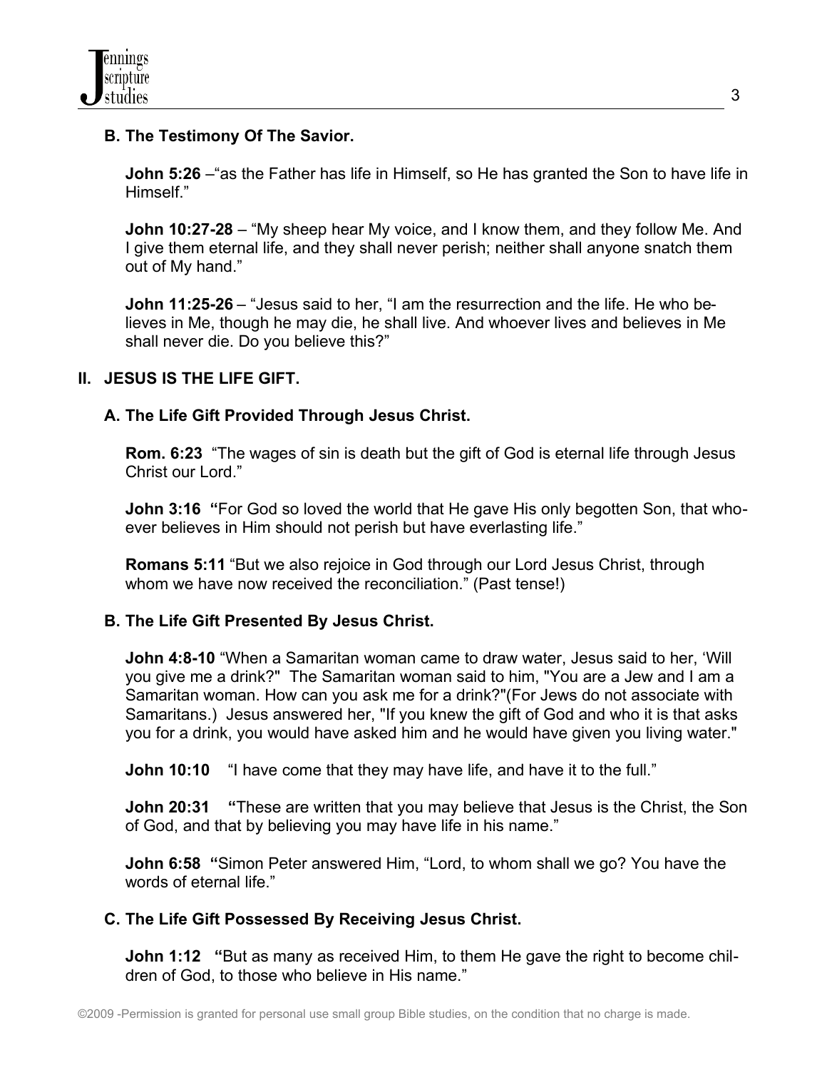### B. The Testimony Of The Savior.

**John 5:26** –"as the Father has life in Himself, so He has granted the Son to have life in Himself."

**John 10:27-28** – "My sheep hear My voice, and I know them, and they follow Me. And I give them eternal life, and they shall never perish; neither shall anyone snatch them out of My hand."

**John 11:25-26** – "Jesus said to her, "I am the resurrection and the life. He who believes in Me, though he may die, he shall live. And whoever lives and believes in Me shall never die. Do you believe this?"

## II. JESUS IS THE LIFE GIFT.

### A. The Life Gift Provided Through Jesus Christ.

**Rom. 6:23** "The wages of sin is death but the gift of God is eternal life through Jesus Christ our Lord."

**John 3:16** **"**For God so loved the world that He gave His only begotten Son, that whoever believes in Him should not perish but have everlasting life."

**Romans 5:11** "But we also rejoice in God through our Lord Jesus Christ, through whom we have now received the reconciliation." (Past tense!)

### B. The Life Gift Presented By Jesus Christ.

**John 4:8-10** "When a Samaritan woman came to draw water, Jesus said to her, 'Will you give me a drink?" The Samaritan woman said to him, "You are a Jew and I am a Samaritan woman. How can you ask me for a drink?"(For Jews do not associate with Samaritans.) Jesus answered her, "If you knew the gift of God and who it is that asks you for a drink, you would have asked him and he would have given you living water."

**John 10:10** "I have come that they may have life, and have it to the full."

**John 20:31** **"**These are written that you may believe that Jesus is the Christ, the Son of God, and that by believing you may have life in his name."

**John 6:58** **"**Simon Peter answered Him, "Lord, to whom shall we go? You have the words of eternal life."

### C. The Life Gift Possessed By Receiving Jesus Christ.

**John 1:12** **"**But as many as received Him, to them He gave the right to become children of God, to those who believe in His name."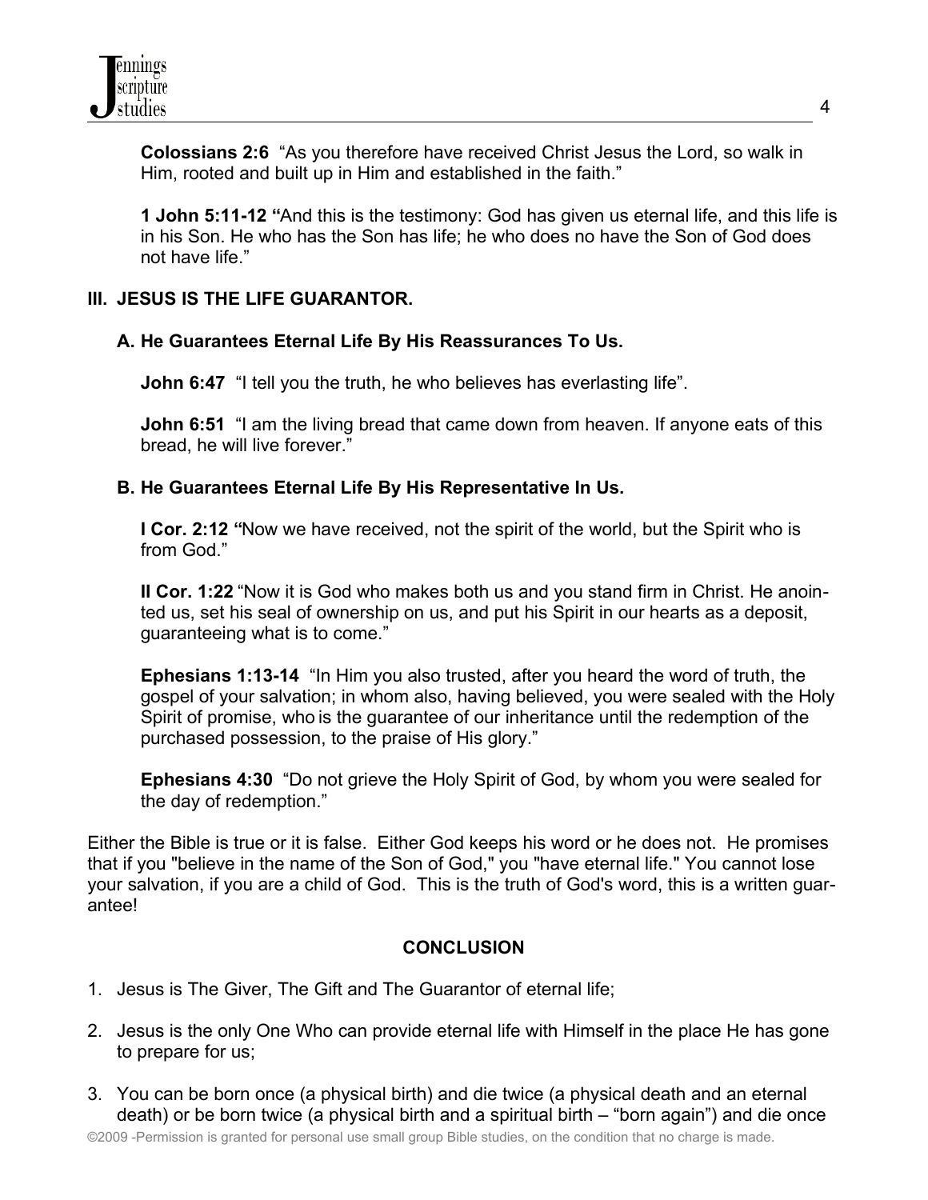**Colossians 2:6** "As you therefore have received Christ Jesus the Lord, so walk in Him, rooted and built up in Him and established in the faith."

**1 John 5:11-12** "And this is the testimony: God has given us eternal life, and this life is in his Son. He who has the Son has life; he who does no have the Son of God does not have life."

## III. JESUS IS THE LIFE GUARANTOR.

### A. He Guarantees Eternal Life By His Reassurances To Us.

**John 6:47** "I tell you the truth, he who believes has everlasting life".

**John 6:51** "I am the living bread that came down from heaven. If anyone eats of this bread, he will live forever."

### B. He Guarantees Eternal Life By His Representative In Us.

**I Cor. 2:12** "Now we have received, not the spirit of the world, but the Spirit who is from God."

**II Cor. 1:22** "Now it is God who makes both us and you stand firm in Christ. He anointed us, set his seal of ownership on us, and put his Spirit in our hearts as a deposit, guaranteeing what is to come."

**Ephesians 1:13-14** "In Him you also trusted, after you heard the word of truth, the gospel of your salvation; in whom also, having believed, you were sealed with the Holy Spirit of promise, who is the guarantee of our inheritance until the redemption of the purchased possession, to the praise of His glory."

**Ephesians 4:30** "Do not grieve the Holy Spirit of God, by whom you were sealed for the day of redemption."

Either the Bible is true or it is false. Either God keeps his word or he does not. He promises that if you "believe in the name of the Son of God," you "have eternal life." You cannot lose your salvation, if you are a child of God. This is the truth of God's word, this is a written guarantee!

## CONCLUSION

1. Jesus is The Giver, The Gift and The Guarantor of eternal life;

2. Jesus is the only One Who can provide eternal life with Himself in the place He has gone to prepare for us;

3. You can be born once (a physical birth) and die twice (a physical death and an eternal death) or be born twice (a physical birth and a spiritual birth – "born again") and die once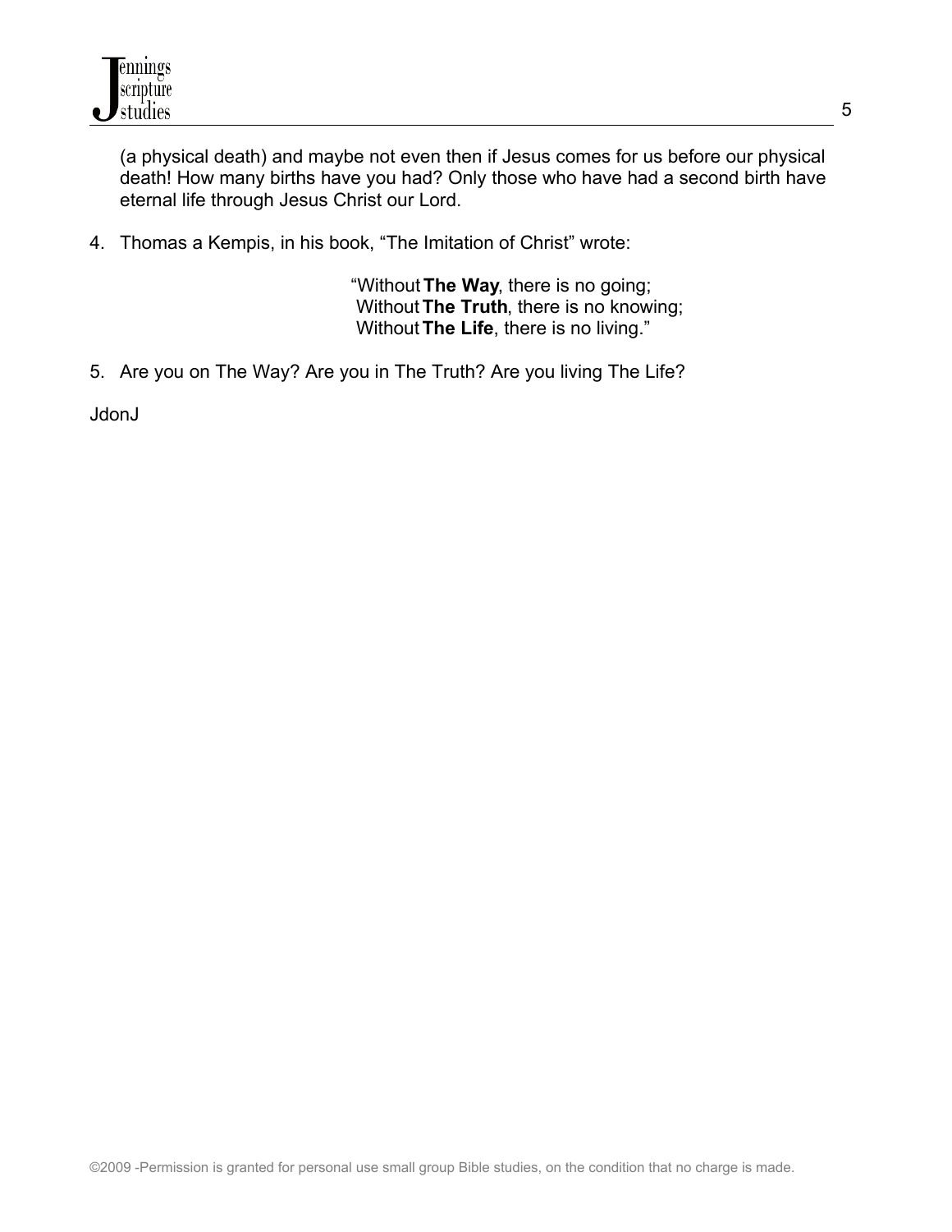(a physical death) and maybe not even then if Jesus comes for us before our physical death! How many births have you had? Only those who have had a second birth have eternal life through Jesus Christ our Lord.

4. Thomas a Kempis, in his book, "The Imitation of Christ" wrote:

> "Without **The Way**, there is no going;
> Without **The Truth**, there is no knowing;
> Without **The Life**, there is no living."

5. Are you on The Way? Are you in The Truth? Are you living The Life?

JdonJ

©2009 -Permission is granted for personal use small group Bible studies, on the condition that no charge is made.